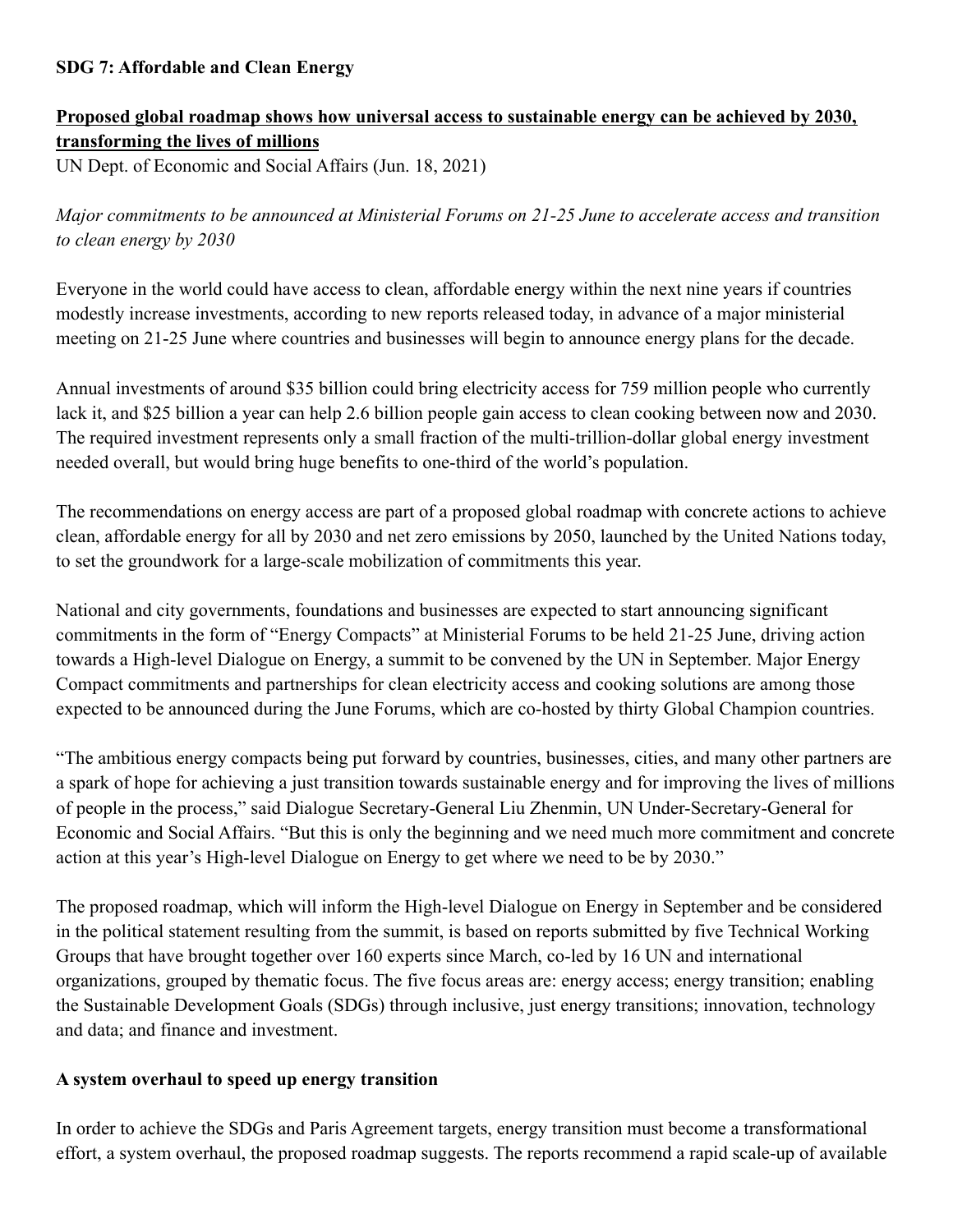**SDG 7: Affordable and Clean Energy**

**Proposed global roadmap shows how universal access to sustainable energy can be achieved by 2030, transforming the lives of millions**

UN Dept. of Economic and Social Affairs (Jun. 18, 2021)

*Major commitments to be announced at Ministerial Forums on 21-25 June to accelerate access and transition to clean energy by 2030*

Everyone in the world could have access to clean, affordable energy within the next nine years if countries modestly increase investments, according to new reports released today, in advance of a major ministerial meeting on 21-25 June where countries and businesses will begin to announce energy plans for the decade.

Annual investments of around $35 billion could bring electricity access for 759 million people who currently lack it, and $25 billion a year can help 2.6 billion people gain access to clean cooking between now and 2030. The required investment represents only a small fraction of the multi-trillion-dollar global energy investment needed overall, but would bring huge benefits to one-third of the world's population.

The recommendations on energy access are part of a proposed global roadmap with concrete actions to achieve clean, affordable energy for all by 2030 and net zero emissions by 2050, launched by the United Nations today, to set the groundwork for a large-scale mobilization of commitments this year.

National and city governments, foundations and businesses are expected to start announcing significant commitments in the form of "Energy Compacts" at Ministerial Forums to be held 21-25 June, driving action towards a High-level Dialogue on Energy, a summit to be convened by the UN in September. Major Energy Compact commitments and partnerships for clean electricity access and cooking solutions are among those expected to be announced during the June Forums, which are co-hosted by thirty Global Champion countries.

"The ambitious energy compacts being put forward by countries, businesses, cities, and many other partners are a spark of hope for achieving a just transition towards sustainable energy and for improving the lives of millions of people in the process," said Dialogue Secretary-General Liu Zhenmin, UN Under-Secretary-General for Economic and Social Affairs. "But this is only the beginning and we need much more commitment and concrete action at this year's High-level Dialogue on Energy to get where we need to be by 2030."

The proposed roadmap, which will inform the High-level Dialogue on Energy in September and be considered in the political statement resulting from the summit, is based on reports submitted by five Technical Working Groups that have brought together over 160 experts since March, co-led by 16 UN and international organizations, grouped by thematic focus. The five focus areas are: energy access; energy transition; enabling the Sustainable Development Goals (SDGs) through inclusive, just energy transitions; innovation, technology and data; and finance and investment.

**A system overhaul to speed up energy transition**

In order to achieve the SDGs and Paris Agreement targets, energy transition must become a transformational effort, a system overhaul, the proposed roadmap suggests. The reports recommend a rapid scale-up of available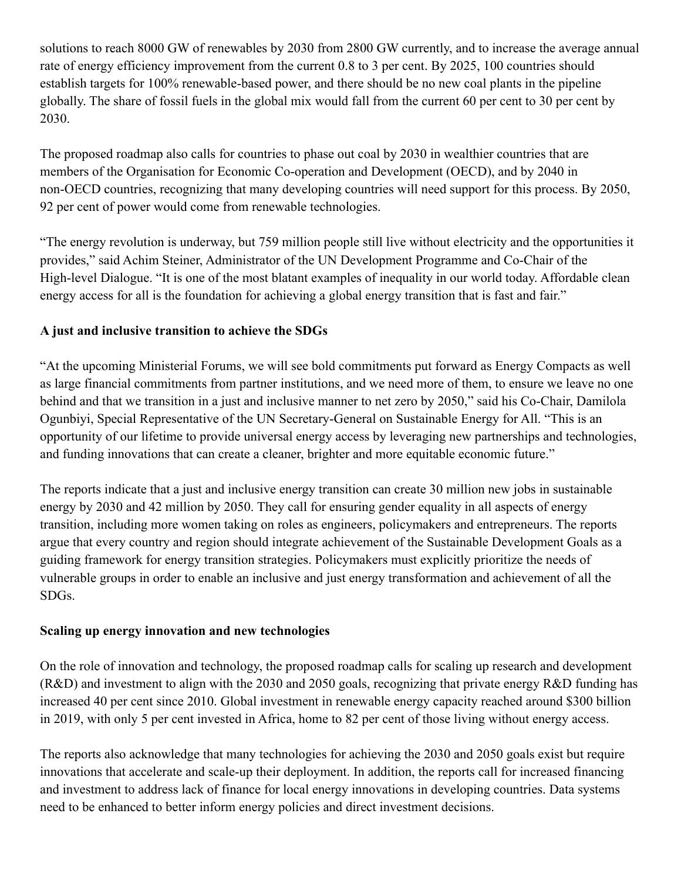solutions to reach 8000 GW of renewables by 2030 from 2800 GW currently, and to increase the average annual rate of energy efficiency improvement from the current 0.8 to 3 per cent. By 2025, 100 countries should establish targets for 100% renewable-based power, and there should be no new coal plants in the pipeline globally. The share of fossil fuels in the global mix would fall from the current 60 per cent to 30 per cent by 2030.

The proposed roadmap also calls for countries to phase out coal by 2030 in wealthier countries that are members of the Organisation for Economic Co-operation and Development (OECD), and by 2040 in non-OECD countries, recognizing that many developing countries will need support for this process. By 2050, 92 per cent of power would come from renewable technologies.

"The energy revolution is underway, but 759 million people still live without electricity and the opportunities it provides," said Achim Steiner, Administrator of the UN Development Programme and Co-Chair of the High-level Dialogue. "It is one of the most blatant examples of inequality in our world today. Affordable clean energy access for all is the foundation for achieving a global energy transition that is fast and fair."

**A just and inclusive transition to achieve the SDGs**

"At the upcoming Ministerial Forums, we will see bold commitments put forward as Energy Compacts as well as large financial commitments from partner institutions, and we need more of them, to ensure we leave no one behind and that we transition in a just and inclusive manner to net zero by 2050," said his Co-Chair, Damilola Ogunbiyi, Special Representative of the UN Secretary-General on Sustainable Energy for All. "This is an opportunity of our lifetime to provide universal energy access by leveraging new partnerships and technologies, and funding innovations that can create a cleaner, brighter and more equitable economic future."

The reports indicate that a just and inclusive energy transition can create 30 million new jobs in sustainable energy by 2030 and 42 million by 2050. They call for ensuring gender equality in all aspects of energy transition, including more women taking on roles as engineers, policymakers and entrepreneurs. The reports argue that every country and region should integrate achievement of the Sustainable Development Goals as a guiding framework for energy transition strategies. Policymakers must explicitly prioritize the needs of vulnerable groups in order to enable an inclusive and just energy transformation and achievement of all the SDGs.

**Scaling up energy innovation and new technologies**

On the role of innovation and technology, the proposed roadmap calls for scaling up research and development (R&D) and investment to align with the 2030 and 2050 goals, recognizing that private energy R&D funding has increased 40 per cent since 2010. Global investment in renewable energy capacity reached around $300 billion in 2019, with only 5 per cent invested in Africa, home to 82 per cent of those living without energy access.

The reports also acknowledge that many technologies for achieving the 2030 and 2050 goals exist but require innovations that accelerate and scale-up their deployment. In addition, the reports call for increased financing and investment to address lack of finance for local energy innovations in developing countries. Data systems need to be enhanced to better inform energy policies and direct investment decisions.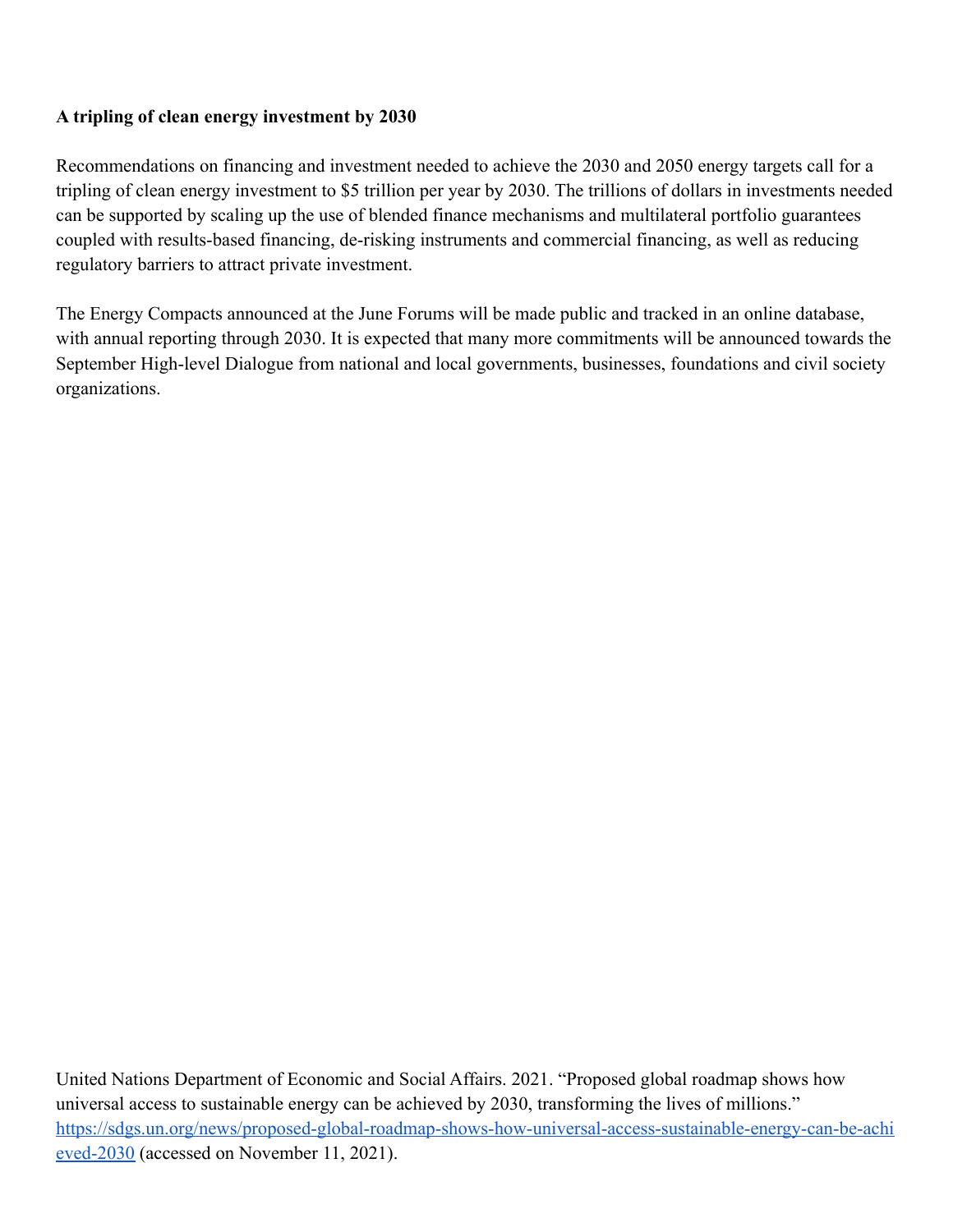**A tripling of clean energy investment by 2030**

Recommendations on financing and investment needed to achieve the 2030 and 2050 energy targets call for a tripling of clean energy investment to $5 trillion per year by 2030. The trillions of dollars in investments needed can be supported by scaling up the use of blended finance mechanisms and multilateral portfolio guarantees coupled with results-based financing, de-risking instruments and commercial financing, as well as reducing regulatory barriers to attract private investment.

The Energy Compacts announced at the June Forums will be made public and tracked in an online database, with annual reporting through 2030. It is expected that many more commitments will be announced towards the September High-level Dialogue from national and local governments, businesses, foundations and civil society organizations.

United Nations Department of Economic and Social Affairs. 2021. "Proposed global roadmap shows how universal access to sustainable energy can be achieved by 2030, transforming the lives of millions." [https://sdgs.un.org/news/proposed-global-roadmap-shows-how-universal-access-sustainable-energy-can-be-achieved-2030](https://sdgs.un.org/news/proposed-global-roadmap-shows-how-universal-access-sustainable-energy-can-be-achieved-2030) (accessed on November 11, 2021).